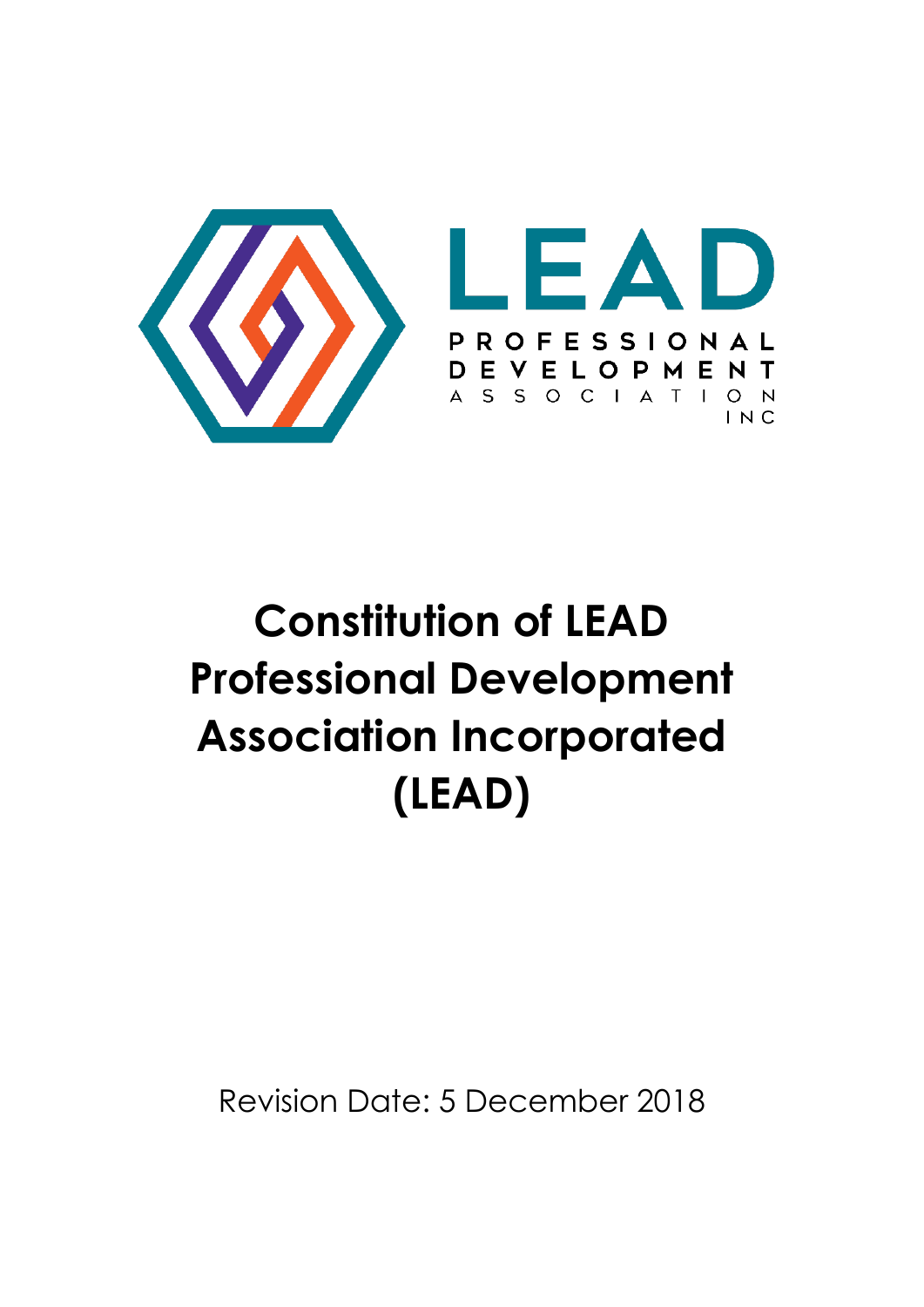LEAD

PROFESSIONAL DEVELOPMENT ASSOCIATION INC

# Constitution of LEAD Professional Development Association Incorporated (LEAD)

Revision Date: 5 December 2018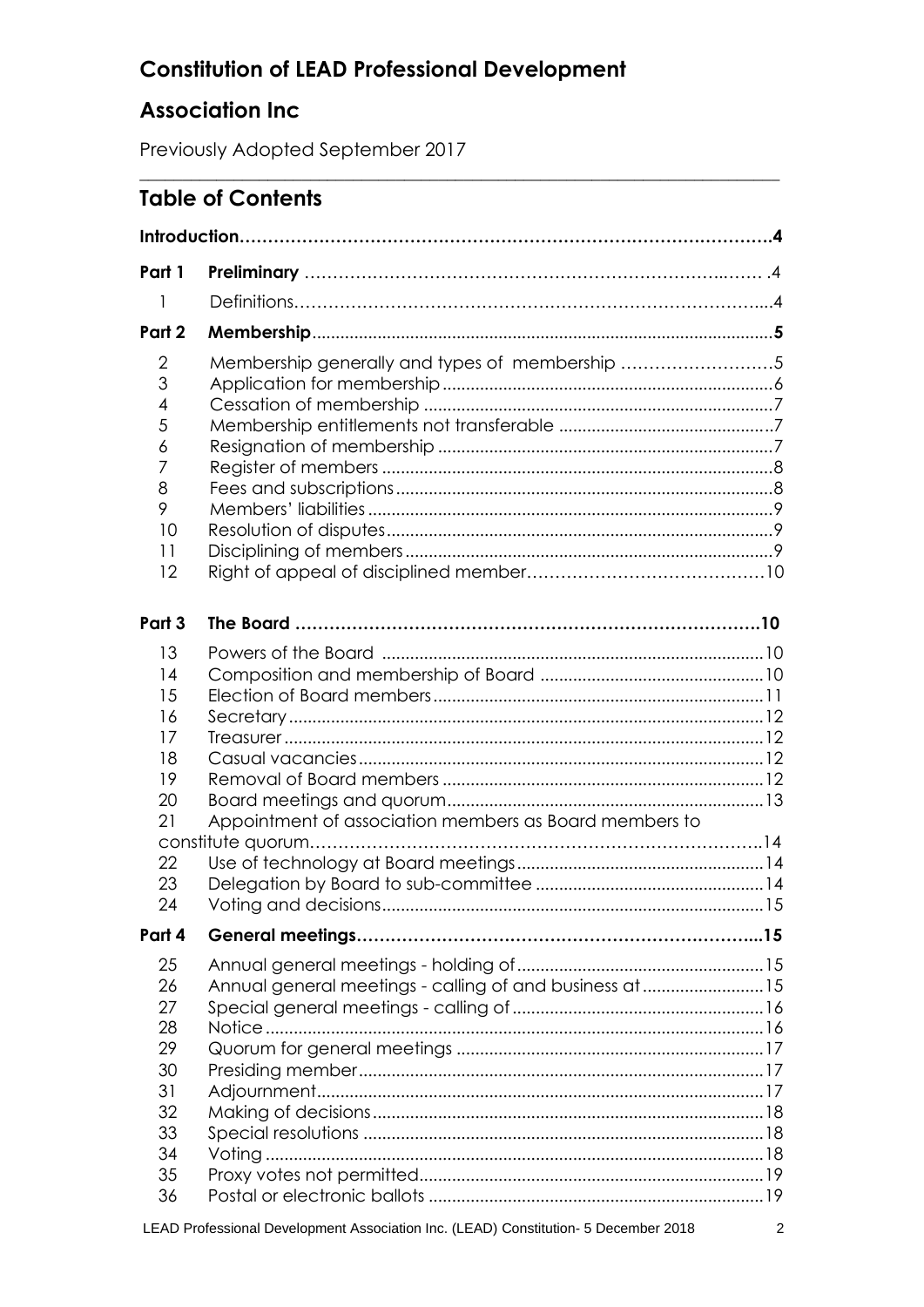# Constitution of LEAD Professional Development

# Association Inc

Previously Adopted September 2017

## Table of Contents

| | | |
|---|---|---|
| **Introduction** | | **4** |
| **Part 1** | **Preliminary** | **4** |
| 1 | Definitions | 4 |
| **Part 2** | **Membership** | **5** |
| 2 | Membership generally and types of membership | 5 |
| 3 | Application for membership | 6 |
| 4 | Cessation of membership | 7 |
| 5 | Membership entitlements not transferable | 7 |
| 6 | Resignation of membership | 7 |
| 7 | Register of members | 8 |
| 8 | Fees and subscriptions | 8 |
| 9 | Members' liabilities | 9 |
| 10 | Resolution of disputes | 9 |
| 11 | Disciplining of members | 9 |
| 12 | Right of appeal of disciplined member | 10 |
| **Part 3** | **The Board** | **10** |
| 13 | Powers of the Board | 10 |
| 14 | Composition and membership of Board | 10 |
| 15 | Election of Board members | 11 |
| 16 | Secretary | 12 |
| 17 | Treasurer | 12 |
| 18 | Casual vacancies | 12 |
| 19 | Removal of Board members | 12 |
| 20 | Board meetings and quorum | 13 |
| 21 | Appointment of association members as Board members to constitute quorum | 14 |
| 22 | Use of technology at Board meetings | 14 |
| 23 | Delegation by Board to sub-committee | 14 |
| 24 | Voting and decisions | 15 |
| **Part 4** | **General meetings** | **15** |
| 25 | Annual general meetings - holding of | 15 |
| 26 | Annual general meetings - calling of and business at | 15 |
| 27 | Special general meetings - calling of | 16 |
| 28 | Notice | 16 |
| 29 | Quorum for general meetings | 17 |
| 30 | Presiding member | 17 |
| 31 | Adjournment | 17 |
| 32 | Making of decisions | 18 |
| 33 | Special resolutions | 18 |
| 34 | Voting | 18 |
| 35 | Proxy votes not permitted | 19 |
| 36 | Postal or electronic ballots | 19 |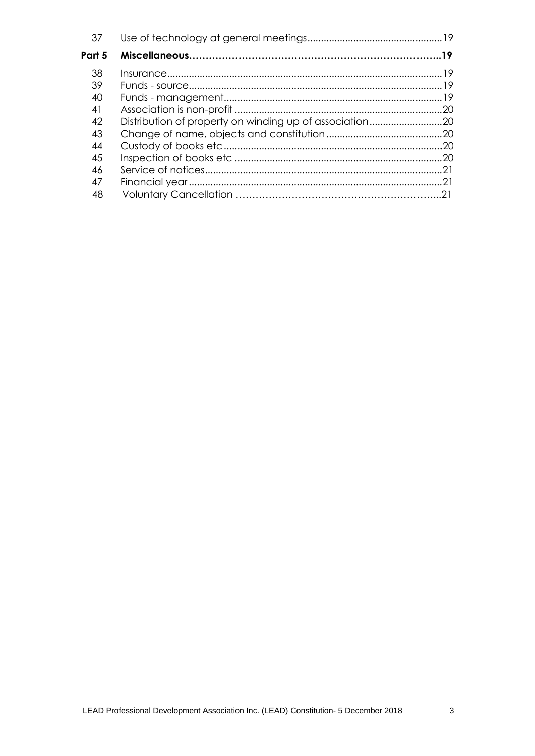| | | |
|---|---|---|
| 37 | Use of technology at general meetings | 19 |
| **Part 5** | **Miscellaneous** | **19** |
| 38 | Insurance | 19 |
| 39 | Funds - source | 19 |
| 40 | Funds - management | 19 |
| 41 | Association is non-profit | 20 |
| 42 | Distribution of property on winding up of association | 20 |
| 43 | Change of name, objects and constitution | 20 |
| 44 | Custody of books etc | 20 |
| 45 | Inspection of books etc | 20 |
| 46 | Service of notices | 21 |
| 47 | Financial year | 21 |
| 48 | Voluntary Cancellation | 21 |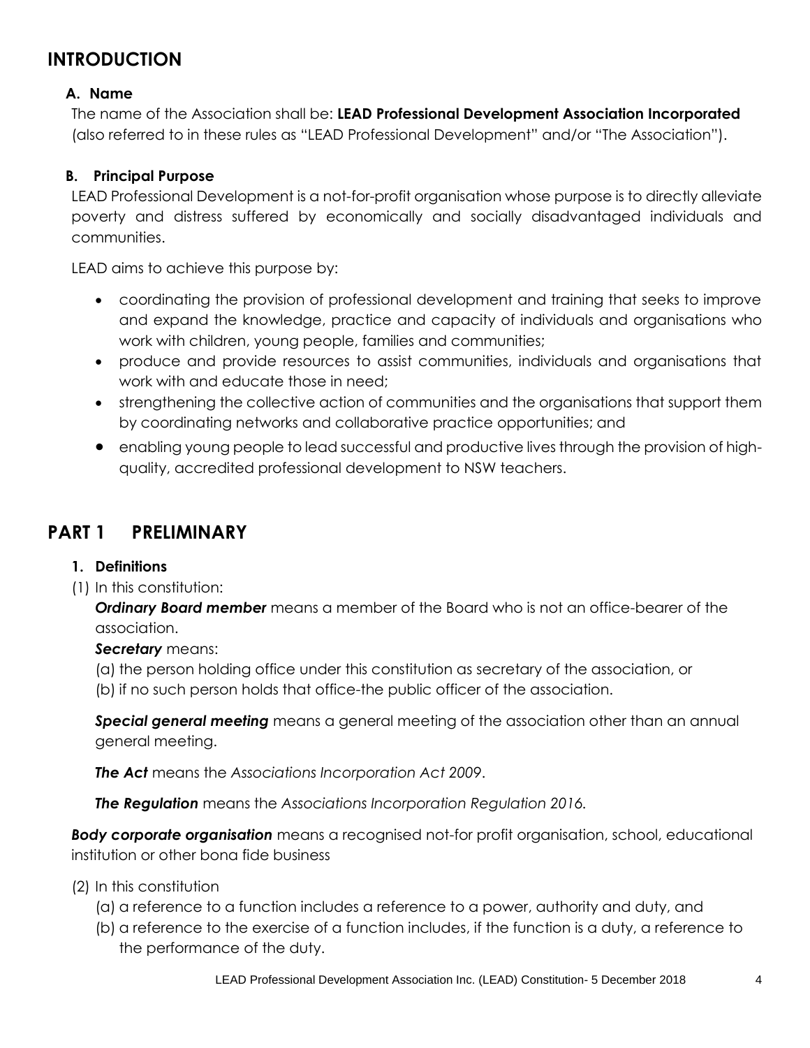# INTRODUCTION

### A. Name

The name of the Association shall be: **LEAD Professional Development Association Incorporated** (also referred to in these rules as "LEAD Professional Development" and/or "The Association").

### B. Principal Purpose

LEAD Professional Development is a not-for-profit organisation whose purpose is to directly alleviate poverty and distress suffered by economically and socially disadvantaged individuals and communities.

LEAD aims to achieve this purpose by:

- coordinating the provision of professional development and training that seeks to improve and expand the knowledge, practice and capacity of individuals and organisations who work with children, young people, families and communities;
- produce and provide resources to assist communities, individuals and organisations that work with and educate those in need;
- strengthening the collective action of communities and the organisations that support them by coordinating networks and collaborative practice opportunities; and
- enabling young people to lead successful and productive lives through the provision of high-quality, accredited professional development to NSW teachers.

# PART 1 PRELIMINARY

### 1. Definitions

(1) In this constitution:

***Ordinary Board member*** means a member of the Board who is not an office-bearer of the association.

***Secretary*** means:

(a) the person holding office under this constitution as secretary of the association, or

(b) if no such person holds that office-the public officer of the association.

***Special general meeting*** means a general meeting of the association other than an annual general meeting.

***The Act*** means the *Associations Incorporation Act 2009*.

***The Regulation*** means the *Associations Incorporation Regulation 2016.*

***Body corporate organisation*** means a recognised not-for profit organisation, school, educational institution or other bona fide business

(2) In this constitution

(a) a reference to a function includes a reference to a power, authority and duty, and

(b) a reference to the exercise of a function includes, if the function is a duty, a reference to the performance of the duty.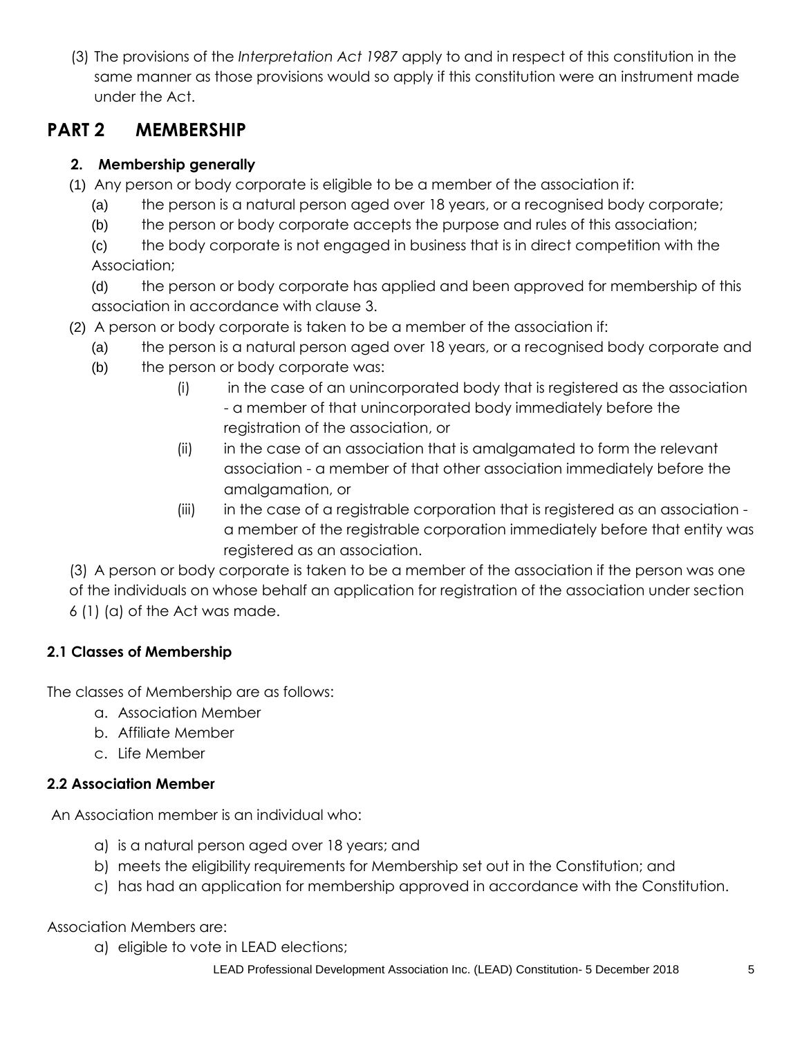(3) The provisions of the *Interpretation Act 1987* apply to and in respect of this constitution in the same manner as those provisions would so apply if this constitution were an instrument made under the Act.

# PART 2 MEMBERSHIP

## 2. Membership generally

(1) Any person or body corporate is eligible to be a member of the association if:

(a) the person is a natural person aged over 18 years, or a recognised body corporate;

(b) the person or body corporate accepts the purpose and rules of this association;

(c) the body corporate is not engaged in business that is in direct competition with the Association;

(d) the person or body corporate has applied and been approved for membership of this association in accordance with clause 3.

(2) A person or body corporate is taken to be a member of the association if:

(a) the person is a natural person aged over 18 years, or a recognised body corporate and

(b) the person or body corporate was:

(i) in the case of an unincorporated body that is registered as the association - a member of that unincorporated body immediately before the registration of the association, or

(ii) in the case of an association that is amalgamated to form the relevant association - a member of that other association immediately before the amalgamation, or

(iii) in the case of a registrable corporation that is registered as an association - a member of the registrable corporation immediately before that entity was registered as an association.

(3) A person or body corporate is taken to be a member of the association if the person was one of the individuals on whose behalf an application for registration of the association under section 6 (1) (a) of the Act was made.

### 2.1 Classes of Membership

The classes of Membership are as follows:

a. Association Member
b. Affiliate Member
c. Life Member

### 2.2 Association Member

An Association member is an individual who:

a) is a natural person aged over 18 years; and
b) meets the eligibility requirements for Membership set out in the Constitution; and
c) has had an application for membership approved in accordance with the Constitution.

Association Members are:

a) eligible to vote in LEAD elections;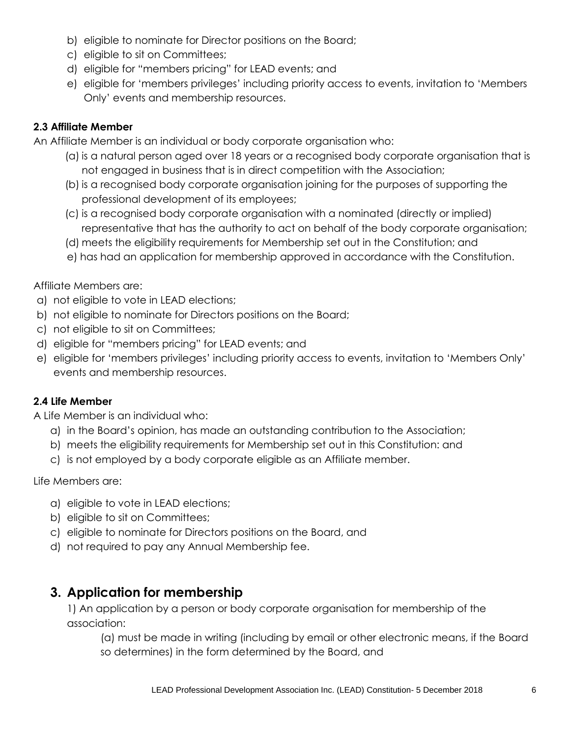b) eligible to nominate for Director positions on the Board;  
c) eligible to sit on Committees;  
d) eligible for "members pricing" for LEAD events; and  
e) eligible for 'members privileges' including priority access to events, invitation to 'Members Only' events and membership resources.

### 2.3 Affiliate Member

An Affiliate Member is an individual or body corporate organisation who:

(a) is a natural person aged over 18 years or a recognised body corporate organisation that is not engaged in business that is in direct competition with the Association;  
(b) is a recognised body corporate organisation joining for the purposes of supporting the professional development of its employees;  
(c) is a recognised body corporate organisation with a nominated (directly or implied) representative that has the authority to act on behalf of the body corporate organisation;  
(d) meets the eligibility requirements for Membership set out in the Constitution; and  
e) has had an application for membership approved in accordance with the Constitution.

Affiliate Members are:

a) not eligible to vote in LEAD elections;  
b) not eligible to nominate for Directors positions on the Board;  
c) not eligible to sit on Committees;  
d) eligible for "members pricing" for LEAD events; and  
e) eligible for 'members privileges' including priority access to events, invitation to 'Members Only' events and membership resources.

### 2.4 Life Member

A Life Member is an individual who:

a) in the Board's opinion, has made an outstanding contribution to the Association;  
b) meets the eligibility requirements for Membership set out in this Constitution: and  
c) is not employed by a body corporate eligible as an Affiliate member.

Life Members are:

a) eligible to vote in LEAD elections;  
b) eligible to sit on Committees;  
c) eligible to nominate for Directors positions on the Board, and  
d) not required to pay any Annual Membership fee.

## 3. Application for membership

1) An application by a person or body corporate organisation for membership of the association:

(a) must be made in writing (including by email or other electronic means, if the Board so determines) in the form determined by the Board, and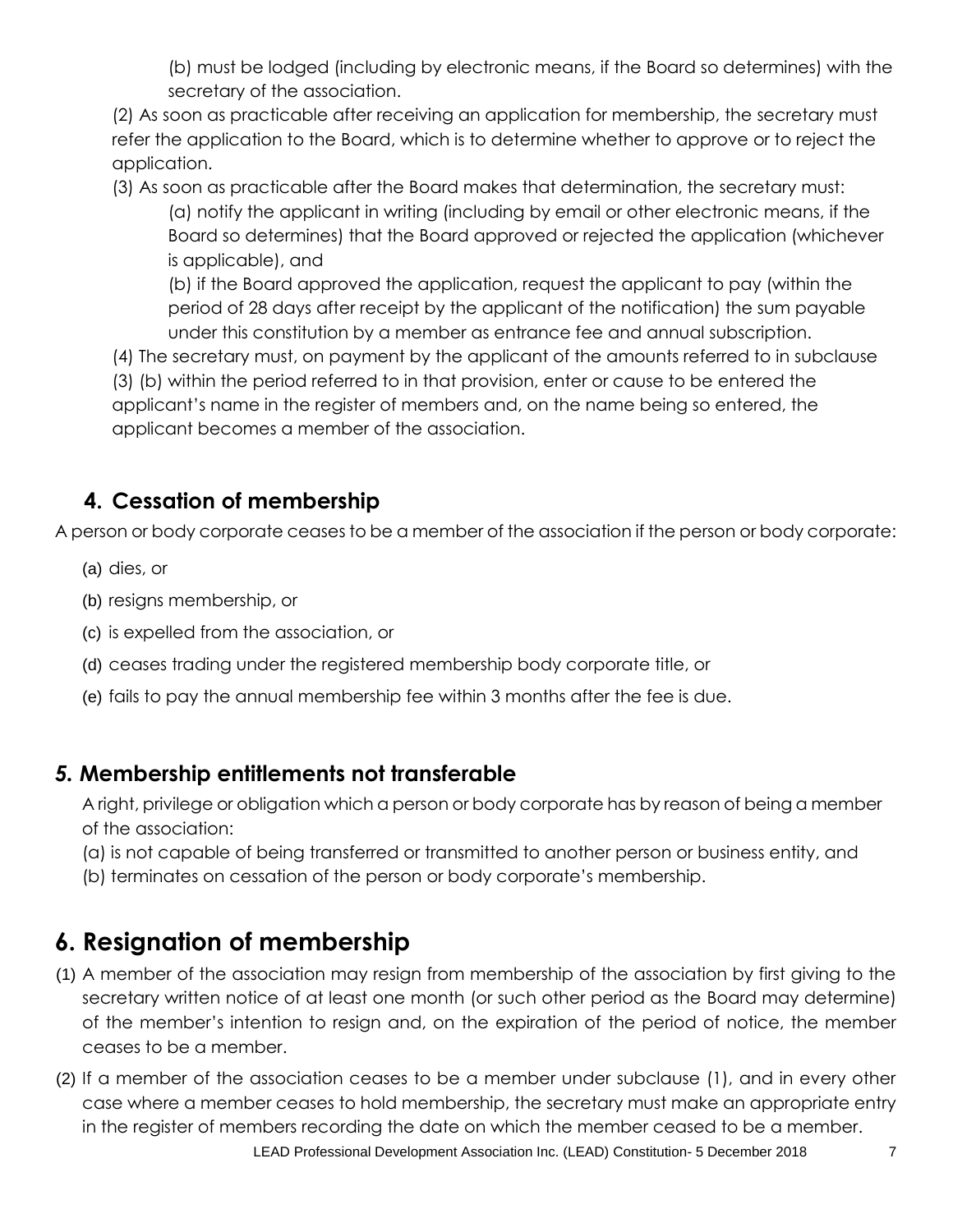(b) must be lodged (including by electronic means, if the Board so determines) with the secretary of the association.

(2) As soon as practicable after receiving an application for membership, the secretary must refer the application to the Board, which is to determine whether to approve or to reject the application.

(3) As soon as practicable after the Board makes that determination, the secretary must:

(a) notify the applicant in writing (including by email or other electronic means, if the Board so determines) that the Board approved or rejected the application (whichever is applicable), and

(b) if the Board approved the application, request the applicant to pay (within the period of 28 days after receipt by the applicant of the notification) the sum payable under this constitution by a member as entrance fee and annual subscription.

(4) The secretary must, on payment by the applicant of the amounts referred to in subclause (3) (b) within the period referred to in that provision, enter or cause to be entered the applicant's name in the register of members and, on the name being so entered, the applicant becomes a member of the association.

### 4. Cessation of membership

A person or body corporate ceases to be a member of the association if the person or body corporate:

(a) dies, or

(b) resigns membership, or

(c) is expelled from the association, or

(d) ceases trading under the registered membership body corporate title, or

(e) fails to pay the annual membership fee within 3 months after the fee is due.

### *5.* Membership entitlements not transferable

A right, privilege or obligation which a person or body corporate has by reason of being a member of the association:

(a) is not capable of being transferred or transmitted to another person or business entity, and

(b) terminates on cessation of the person or body corporate's membership.

## 6. Resignation of membership

(1) A member of the association may resign from membership of the association by first giving to the secretary written notice of at least one month (or such other period as the Board may determine) of the member's intention to resign and, on the expiration of the period of notice, the member ceases to be a member.

(2) If a member of the association ceases to be a member under subclause (1), and in every other case where a member ceases to hold membership, the secretary must make an appropriate entry in the register of members recording the date on which the member ceased to be a member.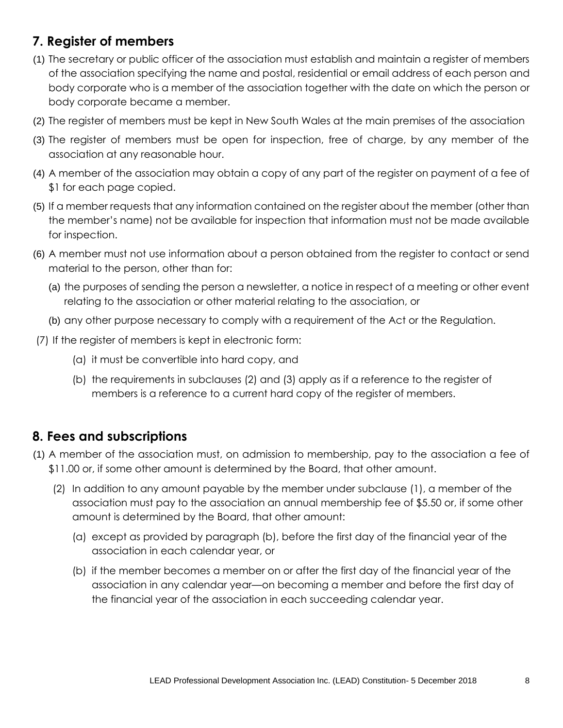## 7. Register of members

(1) The secretary or public officer of the association must establish and maintain a register of members of the association specifying the name and postal, residential or email address of each person and body corporate who is a member of the association together with the date on which the person or body corporate became a member.

(2) The register of members must be kept in New South Wales at the main premises of the association

(3) The register of members must be open for inspection, free of charge, by any member of the association at any reasonable hour.

(4) A member of the association may obtain a copy of any part of the register on payment of a fee of $1 for each page copied.

(5) If a member requests that any information contained on the register about the member (other than the member's name) not be available for inspection that information must not be made available for inspection.

(6) A member must not use information about a person obtained from the register to contact or send material to the person, other than for:

 (a) the purposes of sending the person a newsletter, a notice in respect of a meeting or other event relating to the association or other material relating to the association, or

 (b) any other purpose necessary to comply with a requirement of the Act or the Regulation.

(7) If the register of members is kept in electronic form:

 (a) it must be convertible into hard copy, and

 (b) the requirements in subclauses (2) and (3) apply as if a reference to the register of members is a reference to a current hard copy of the register of members.

## 8. Fees and subscriptions

(1) A member of the association must, on admission to membership, pay to the association a fee of $11.00 or, if some other amount is determined by the Board, that other amount.

(2) In addition to any amount payable by the member under subclause (1), a member of the association must pay to the association an annual membership fee of $5.50 or, if some other amount is determined by the Board, that other amount:

 (a) except as provided by paragraph (b), before the first day of the financial year of the association in each calendar year, or

 (b) if the member becomes a member on or after the first day of the financial year of the association in any calendar year—on becoming a member and before the first day of the financial year of the association in each succeeding calendar year.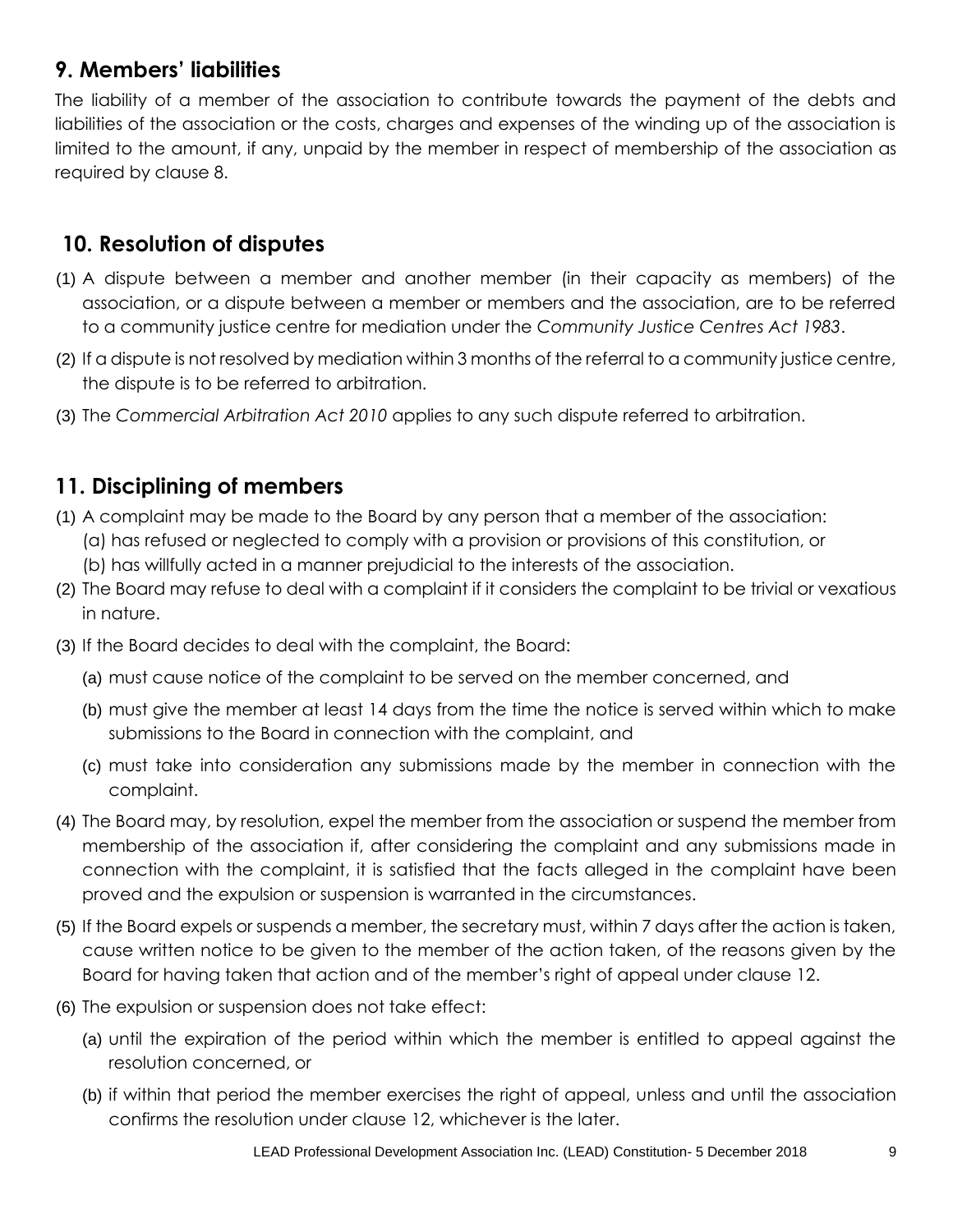## 9. Members' liabilities

The liability of a member of the association to contribute towards the payment of the debts and liabilities of the association or the costs, charges and expenses of the winding up of the association is limited to the amount, if any, unpaid by the member in respect of membership of the association as required by clause 8.

## 10. Resolution of disputes

(1) A dispute between a member and another member (in their capacity as members) of the association, or a dispute between a member or members and the association, are to be referred to a community justice centre for mediation under the *Community Justice Centres Act 1983*.

(2) If a dispute is not resolved by mediation within 3 months of the referral to a community justice centre, the dispute is to be referred to arbitration.

(3) The *Commercial Arbitration Act 2010* applies to any such dispute referred to arbitration.

## 11. Disciplining of members

(1) A complaint may be made to the Board by any person that a member of the association:
   (a) has refused or neglected to comply with a provision or provisions of this constitution, or
   (b) has willfully acted in a manner prejudicial to the interests of the association.

(2) The Board may refuse to deal with a complaint if it considers the complaint to be trivial or vexatious in nature.

(3) If the Board decides to deal with the complaint, the Board:

   (a) must cause notice of the complaint to be served on the member concerned, and

   (b) must give the member at least 14 days from the time the notice is served within which to make submissions to the Board in connection with the complaint, and

   (c) must take into consideration any submissions made by the member in connection with the complaint.

(4) The Board may, by resolution, expel the member from the association or suspend the member from membership of the association if, after considering the complaint and any submissions made in connection with the complaint, it is satisfied that the facts alleged in the complaint have been proved and the expulsion or suspension is warranted in the circumstances.

(5) If the Board expels or suspends a member, the secretary must, within 7 days after the action is taken, cause written notice to be given to the member of the action taken, of the reasons given by the Board for having taken that action and of the member's right of appeal under clause 12.

(6) The expulsion or suspension does not take effect:

   (a) until the expiration of the period within which the member is entitled to appeal against the resolution concerned, or

   (b) if within that period the member exercises the right of appeal, unless and until the association confirms the resolution under clause 12, whichever is the later.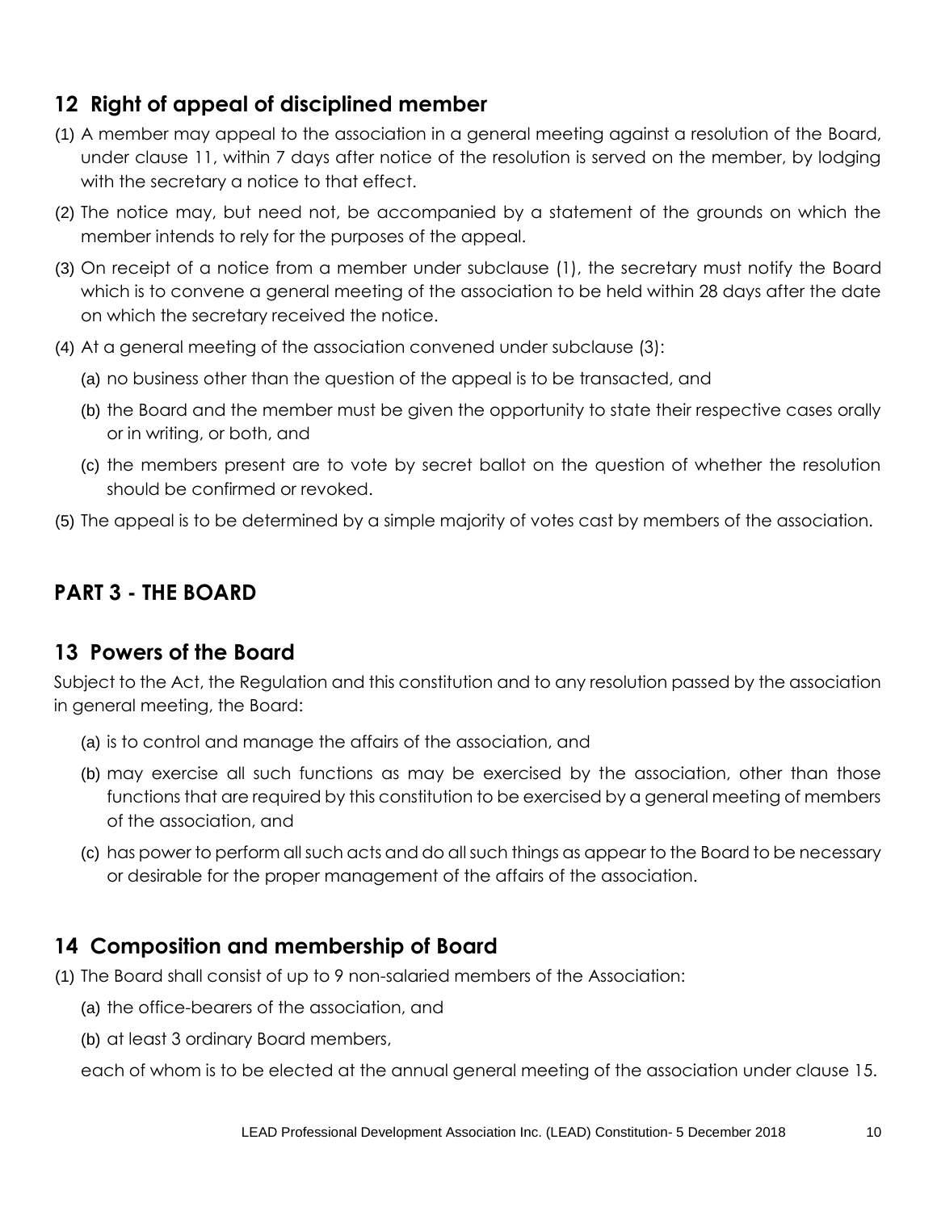## 12 Right of appeal of disciplined member

(1) A member may appeal to the association in a general meeting against a resolution of the Board, under clause 11, within 7 days after notice of the resolution is served on the member, by lodging with the secretary a notice to that effect.

(2) The notice may, but need not, be accompanied by a statement of the grounds on which the member intends to rely for the purposes of the appeal.

(3) On receipt of a notice from a member under subclause (1), the secretary must notify the Board which is to convene a general meeting of the association to be held within 28 days after the date on which the secretary received the notice.

(4) At a general meeting of the association convened under subclause (3):

   (a) no business other than the question of the appeal is to be transacted, and

   (b) the Board and the member must be given the opportunity to state their respective cases orally or in writing, or both, and

   (c) the members present are to vote by secret ballot on the question of whether the resolution should be confirmed or revoked.

(5) The appeal is to be determined by a simple majority of votes cast by members of the association.

# PART 3 - THE BOARD

## 13 Powers of the Board

Subject to the Act, the Regulation and this constitution and to any resolution passed by the association in general meeting, the Board:

   (a) is to control and manage the affairs of the association, and

   (b) may exercise all such functions as may be exercised by the association, other than those functions that are required by this constitution to be exercised by a general meeting of members of the association, and

   (c) has power to perform all such acts and do all such things as appear to the Board to be necessary or desirable for the proper management of the affairs of the association.

## 14 Composition and membership of Board

(1) The Board shall consist of up to 9 non-salaried members of the Association:

   (a) the office-bearers of the association, and

   (b) at least 3 ordinary Board members,

   each of whom is to be elected at the annual general meeting of the association under clause 15.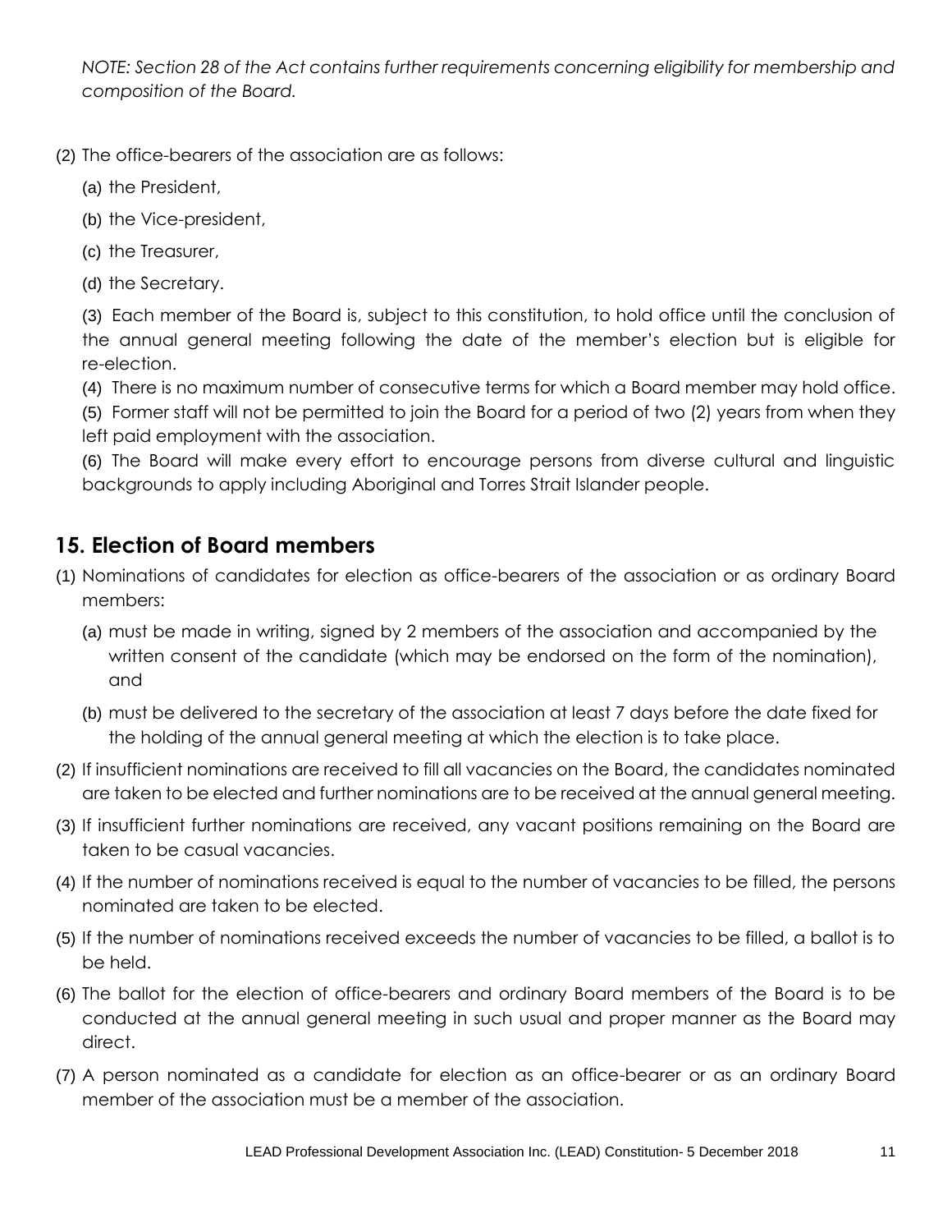*NOTE: Section 28 of the Act contains further requirements concerning eligibility for membership and composition of the Board.*

(2) The office-bearers of the association are as follows:

(a) the President,

(b) the Vice-president,

(c) the Treasurer,

(d) the Secretary.

(3) Each member of the Board is, subject to this constitution, to hold office until the conclusion of the annual general meeting following the date of the member's election but is eligible for re-election.

(4) There is no maximum number of consecutive terms for which a Board member may hold office.

(5) Former staff will not be permitted to join the Board for a period of two (2) years from when they left paid employment with the association.

(6) The Board will make every effort to encourage persons from diverse cultural and linguistic backgrounds to apply including Aboriginal and Torres Strait Islander people.

## 15. Election of Board members

(1) Nominations of candidates for election as office-bearers of the association or as ordinary Board members:

(a) must be made in writing, signed by 2 members of the association and accompanied by the written consent of the candidate (which may be endorsed on the form of the nomination), and

(b) must be delivered to the secretary of the association at least 7 days before the date fixed for the holding of the annual general meeting at which the election is to take place.

(2) If insufficient nominations are received to fill all vacancies on the Board, the candidates nominated are taken to be elected and further nominations are to be received at the annual general meeting.

(3) If insufficient further nominations are received, any vacant positions remaining on the Board are taken to be casual vacancies.

(4) If the number of nominations received is equal to the number of vacancies to be filled, the persons nominated are taken to be elected.

(5) If the number of nominations received exceeds the number of vacancies to be filled, a ballot is to be held.

(6) The ballot for the election of office-bearers and ordinary Board members of the Board is to be conducted at the annual general meeting in such usual and proper manner as the Board may direct.

(7) A person nominated as a candidate for election as an office-bearer or as an ordinary Board member of the association must be a member of the association.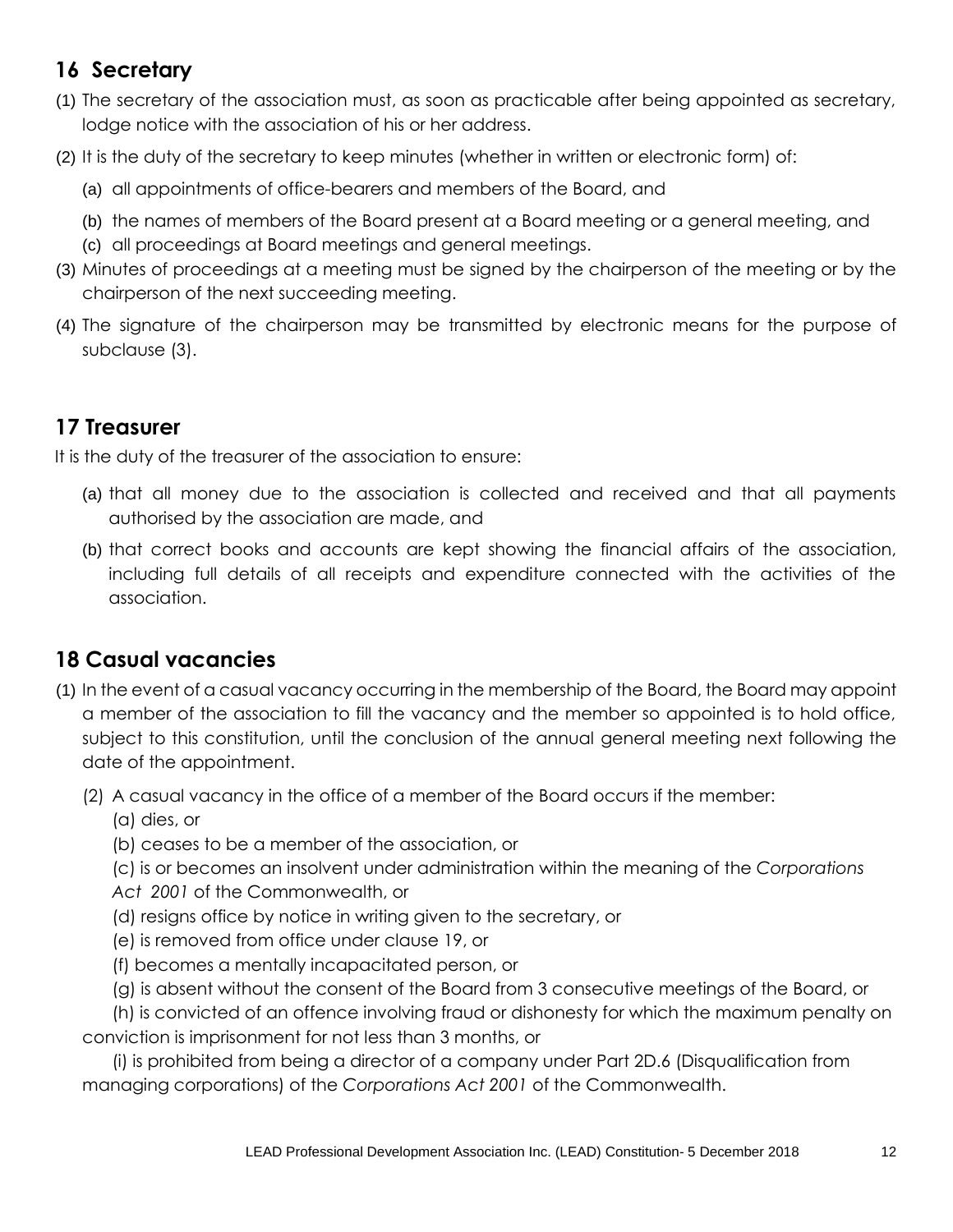## 16 Secretary

(1) The secretary of the association must, as soon as practicable after being appointed as secretary, lodge notice with the association of his or her address.

(2) It is the duty of the secretary to keep minutes (whether in written or electronic form) of:

(a) all appointments of office-bearers and members of the Board, and

(b) the names of members of the Board present at a Board meeting or a general meeting, and

(c) all proceedings at Board meetings and general meetings.

(3) Minutes of proceedings at a meeting must be signed by the chairperson of the meeting or by the chairperson of the next succeeding meeting.

(4) The signature of the chairperson may be transmitted by electronic means for the purpose of subclause (3).

## 17 Treasurer

It is the duty of the treasurer of the association to ensure:

(a) that all money due to the association is collected and received and that all payments authorised by the association are made, and

(b) that correct books and accounts are kept showing the financial affairs of the association, including full details of all receipts and expenditure connected with the activities of the association.

## 18 Casual vacancies

(1) In the event of a casual vacancy occurring in the membership of the Board, the Board may appoint a member of the association to fill the vacancy and the member so appointed is to hold office, subject to this constitution, until the conclusion of the annual general meeting next following the date of the appointment.

(2) A casual vacancy in the office of a member of the Board occurs if the member:

(a) dies, or

(b) ceases to be a member of the association, or

(c) is or becomes an insolvent under administration within the meaning of the *Corporations Act 2001* of the Commonwealth, or

(d) resigns office by notice in writing given to the secretary, or

(e) is removed from office under clause 19, or

(f) becomes a mentally incapacitated person, or

(g) is absent without the consent of the Board from 3 consecutive meetings of the Board, or

(h) is convicted of an offence involving fraud or dishonesty for which the maximum penalty on conviction is imprisonment for not less than 3 months, or

(i) is prohibited from being a director of a company under Part 2D.6 (Disqualification from managing corporations) of the *Corporations Act 2001* of the Commonwealth.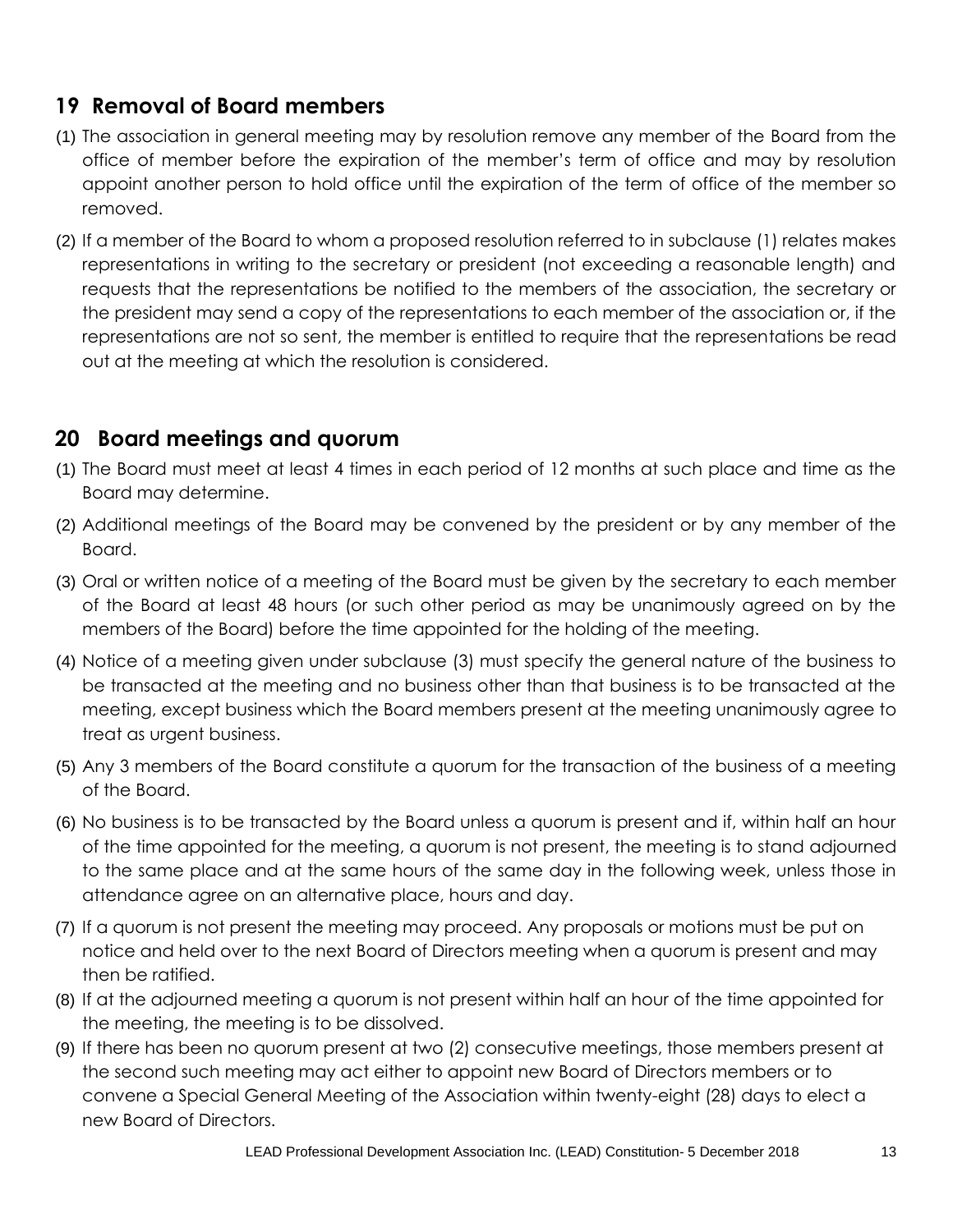## 19 Removal of Board members

(1) The association in general meeting may by resolution remove any member of the Board from the office of member before the expiration of the member's term of office and may by resolution appoint another person to hold office until the expiration of the term of office of the member so removed.

(2) If a member of the Board to whom a proposed resolution referred to in subclause (1) relates makes representations in writing to the secretary or president (not exceeding a reasonable length) and requests that the representations be notified to the members of the association, the secretary or the president may send a copy of the representations to each member of the association or, if the representations are not so sent, the member is entitled to require that the representations be read out at the meeting at which the resolution is considered.

## 20 Board meetings and quorum

(1) The Board must meet at least 4 times in each period of 12 months at such place and time as the Board may determine.

(2) Additional meetings of the Board may be convened by the president or by any member of the Board.

(3) Oral or written notice of a meeting of the Board must be given by the secretary to each member of the Board at least 48 hours (or such other period as may be unanimously agreed on by the members of the Board) before the time appointed for the holding of the meeting.

(4) Notice of a meeting given under subclause (3) must specify the general nature of the business to be transacted at the meeting and no business other than that business is to be transacted at the meeting, except business which the Board members present at the meeting unanimously agree to treat as urgent business.

(5) Any 3 members of the Board constitute a quorum for the transaction of the business of a meeting of the Board.

(6) No business is to be transacted by the Board unless a quorum is present and if, within half an hour of the time appointed for the meeting, a quorum is not present, the meeting is to stand adjourned to the same place and at the same hours of the same day in the following week, unless those in attendance agree on an alternative place, hours and day.

(7) If a quorum is not present the meeting may proceed. Any proposals or motions must be put on notice and held over to the next Board of Directors meeting when a quorum is present and may then be ratified.

(8) If at the adjourned meeting a quorum is not present within half an hour of the time appointed for the meeting, the meeting is to be dissolved.

(9) If there has been no quorum present at two (2) consecutive meetings, those members present at the second such meeting may act either to appoint new Board of Directors members or to convene a Special General Meeting of the Association within twenty-eight (28) days to elect a new Board of Directors.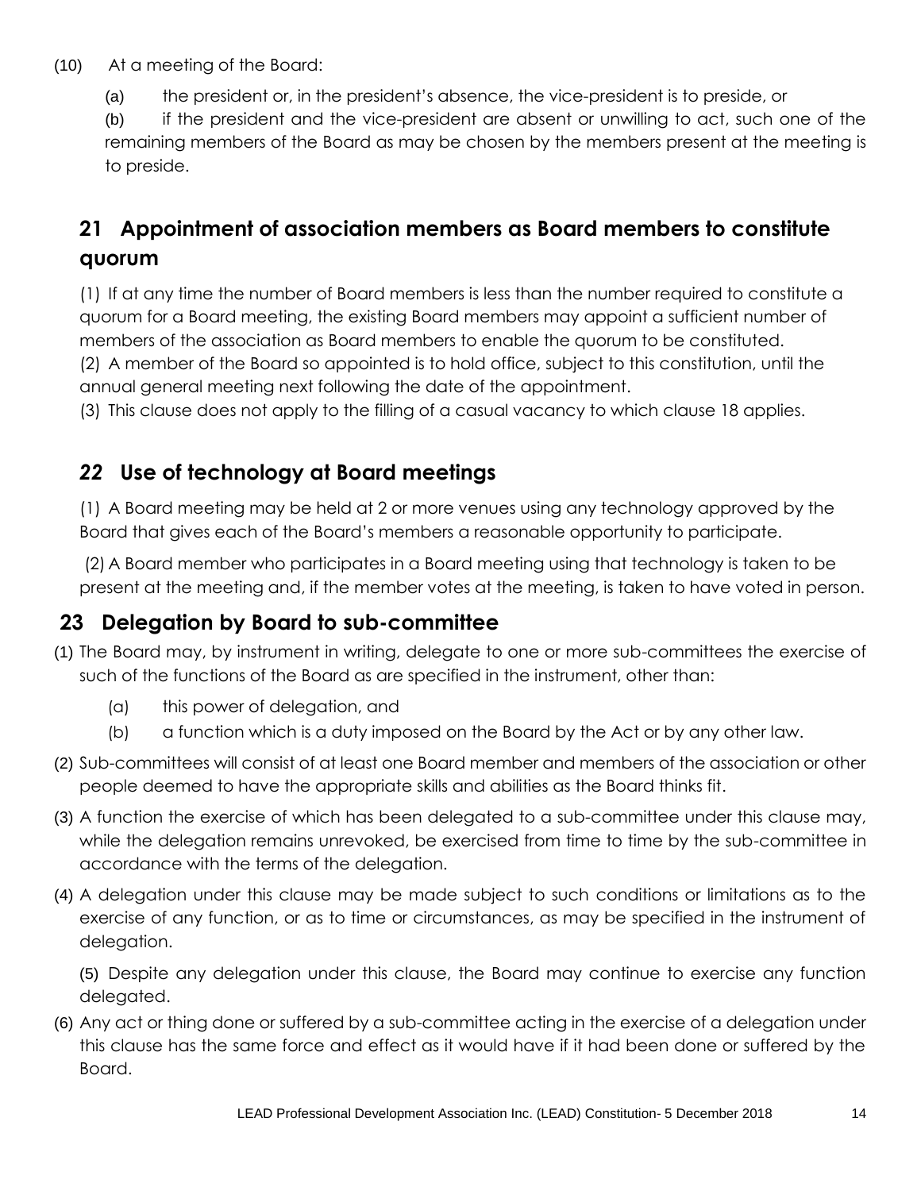(10) At a meeting of the Board:

(a) the president or, in the president's absence, the vice-president is to preside, or

(b) if the president and the vice-president are absent or unwilling to act, such one of the remaining members of the Board as may be chosen by the members present at the meeting is to preside.

## 21 Appointment of association members as Board members to constitute quorum

(1) If at any time the number of Board members is less than the number required to constitute a quorum for a Board meeting, the existing Board members may appoint a sufficient number of members of the association as Board members to enable the quorum to be constituted.

(2) A member of the Board so appointed is to hold office, subject to this constitution, until the annual general meeting next following the date of the appointment.

(3) This clause does not apply to the filling of a casual vacancy to which clause 18 applies.

## *22* Use of technology at Board meetings

(1) A Board meeting may be held at 2 or more venues using any technology approved by the Board that gives each of the Board's members a reasonable opportunity to participate.

(2) A Board member who participates in a Board meeting using that technology is taken to be present at the meeting and, if the member votes at the meeting, is taken to have voted in person.

## 23 Delegation by Board to sub-committee

(1) The Board may, by instrument in writing, delegate to one or more sub-committees the exercise of such of the functions of the Board as are specified in the instrument, other than:

(a) this power of delegation, and

(b) a function which is a duty imposed on the Board by the Act or by any other law.

(2) Sub-committees will consist of at least one Board member and members of the association or other people deemed to have the appropriate skills and abilities as the Board thinks fit.

(3) A function the exercise of which has been delegated to a sub-committee under this clause may, while the delegation remains unrevoked, be exercised from time to time by the sub-committee in accordance with the terms of the delegation.

(4) A delegation under this clause may be made subject to such conditions or limitations as to the exercise of any function, or as to time or circumstances, as may be specified in the instrument of delegation.

(5) Despite any delegation under this clause, the Board may continue to exercise any function delegated.

(6) Any act or thing done or suffered by a sub-committee acting in the exercise of a delegation under this clause has the same force and effect as it would have if it had been done or suffered by the Board.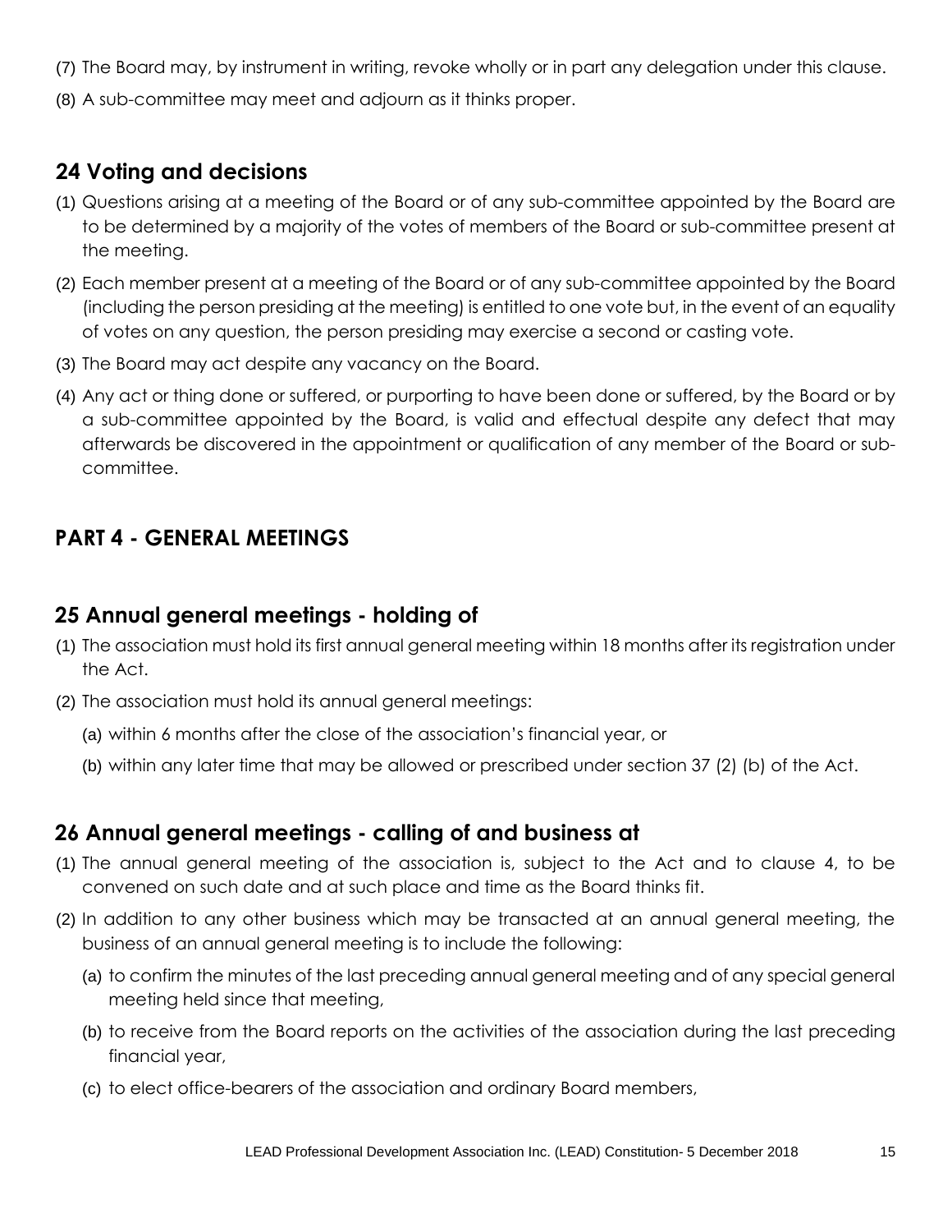(7) The Board may, by instrument in writing, revoke wholly or in part any delegation under this clause.

(8) A sub-committee may meet and adjourn as it thinks proper.

## 24 Voting and decisions

(1) Questions arising at a meeting of the Board or of any sub-committee appointed by the Board are to be determined by a majority of the votes of members of the Board or sub-committee present at the meeting.

(2) Each member present at a meeting of the Board or of any sub-committee appointed by the Board (including the person presiding at the meeting) is entitled to one vote but, in the event of an equality of votes on any question, the person presiding may exercise a second or casting vote.

(3) The Board may act despite any vacancy on the Board.

(4) Any act or thing done or suffered, or purporting to have been done or suffered, by the Board or by a sub-committee appointed by the Board, is valid and effectual despite any defect that may afterwards be discovered in the appointment or qualification of any member of the Board or sub-committee.

# PART 4 - GENERAL MEETINGS

## 25 Annual general meetings - holding of

(1) The association must hold its first annual general meeting within 18 months after its registration under the Act.

(2) The association must hold its annual general meetings:

   (a) within 6 months after the close of the association's financial year, or

   (b) within any later time that may be allowed or prescribed under section 37 (2) (b) of the Act.

## 26 Annual general meetings - calling of and business at

(1) The annual general meeting of the association is, subject to the Act and to clause 4, to be convened on such date and at such place and time as the Board thinks fit.

(2) In addition to any other business which may be transacted at an annual general meeting, the business of an annual general meeting is to include the following:

   (a) to confirm the minutes of the last preceding annual general meeting and of any special general meeting held since that meeting,

   (b) to receive from the Board reports on the activities of the association during the last preceding financial year,

   (c) to elect office-bearers of the association and ordinary Board members,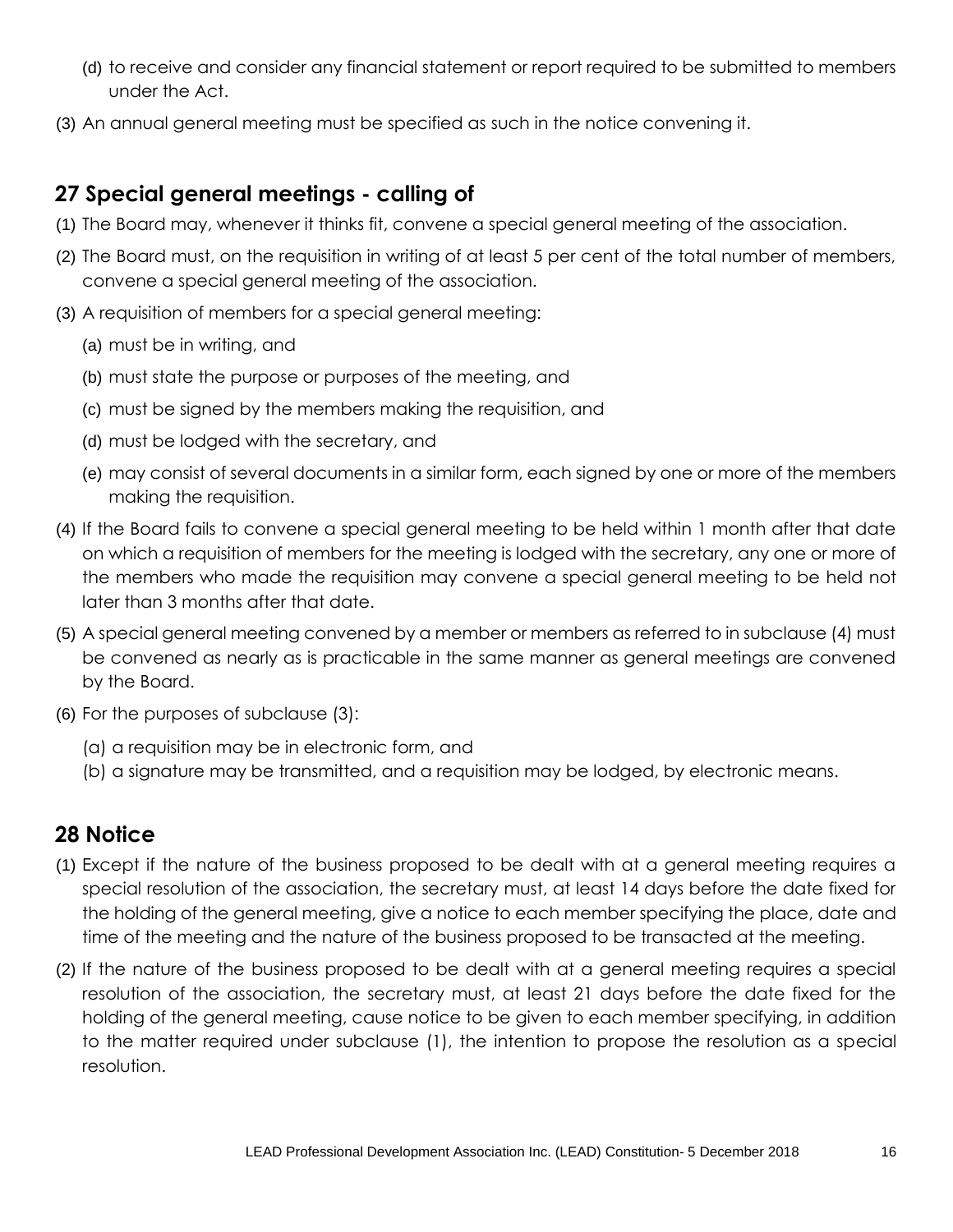(d) to receive and consider any financial statement or report required to be submitted to members under the Act.

(3) An annual general meeting must be specified as such in the notice convening it.

## 27 Special general meetings - calling of

(1) The Board may, whenever it thinks fit, convene a special general meeting of the association.

(2) The Board must, on the requisition in writing of at least 5 per cent of the total number of members, convene a special general meeting of the association.

(3) A requisition of members for a special general meeting:

  (a) must be in writing, and

  (b) must state the purpose or purposes of the meeting, and

  (c) must be signed by the members making the requisition, and

  (d) must be lodged with the secretary, and

  (e) may consist of several documents in a similar form, each signed by one or more of the members making the requisition.

(4) If the Board fails to convene a special general meeting to be held within 1 month after that date on which a requisition of members for the meeting is lodged with the secretary, any one or more of the members who made the requisition may convene a special general meeting to be held not later than 3 months after that date.

(5) A special general meeting convened by a member or members as referred to in subclause (4) must be convened as nearly as is practicable in the same manner as general meetings are convened by the Board.

(6) For the purposes of subclause (3):

  (a) a requisition may be in electronic form, and

  (b) a signature may be transmitted, and a requisition may be lodged, by electronic means.

## 28 Notice

(1) Except if the nature of the business proposed to be dealt with at a general meeting requires a special resolution of the association, the secretary must, at least 14 days before the date fixed for the holding of the general meeting, give a notice to each member specifying the place, date and time of the meeting and the nature of the business proposed to be transacted at the meeting.

(2) If the nature of the business proposed to be dealt with at a general meeting requires a special resolution of the association, the secretary must, at least 21 days before the date fixed for the holding of the general meeting, cause notice to be given to each member specifying, in addition to the matter required under subclause (1), the intention to propose the resolution as a special resolution.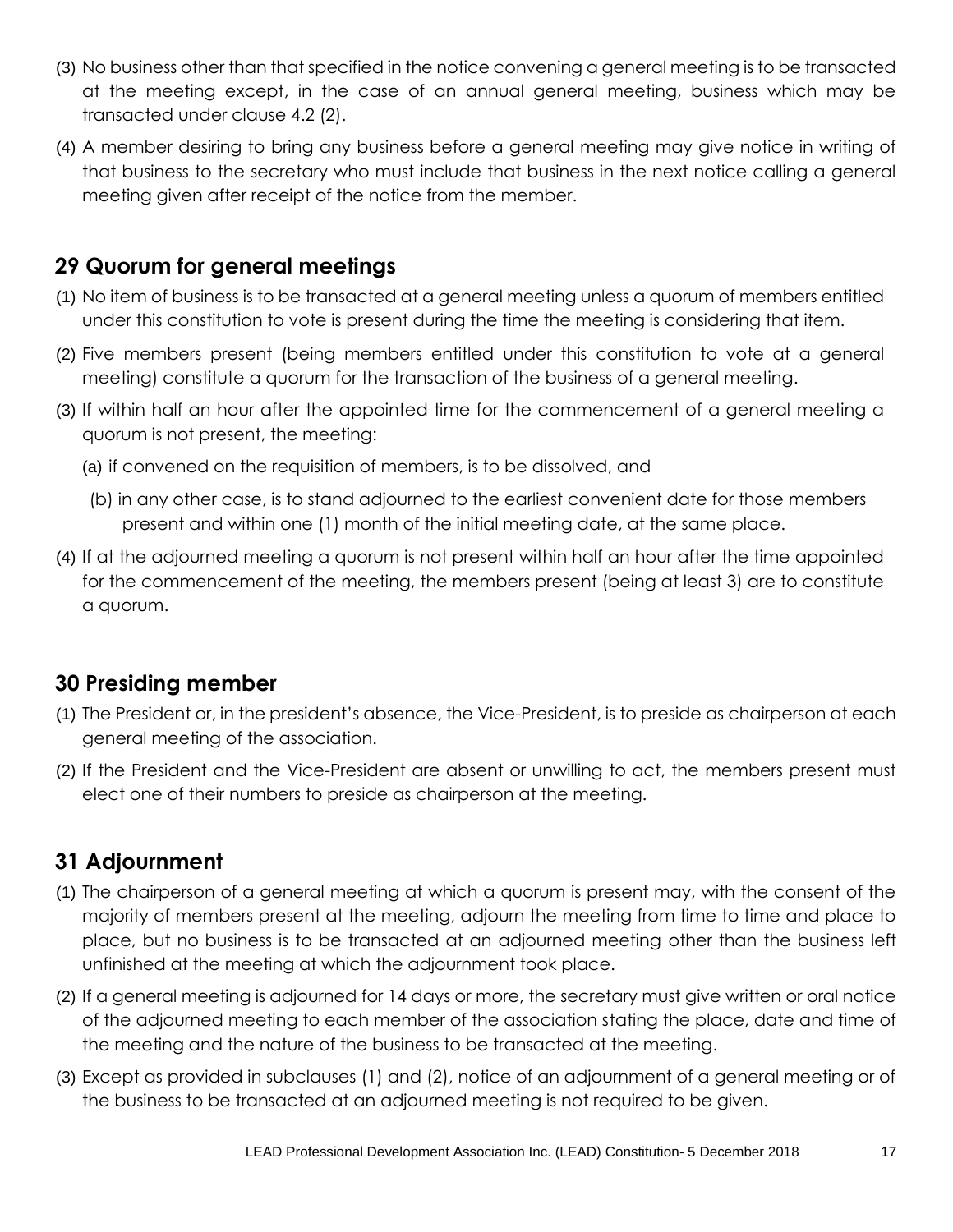(3) No business other than that specified in the notice convening a general meeting is to be transacted at the meeting except, in the case of an annual general meeting, business which may be transacted under clause 4.2 (2).

(4) A member desiring to bring any business before a general meeting may give notice in writing of that business to the secretary who must include that business in the next notice calling a general meeting given after receipt of the notice from the member.

## 29 Quorum for general meetings

(1) No item of business is to be transacted at a general meeting unless a quorum of members entitled under this constitution to vote is present during the time the meeting is considering that item.

(2) Five members present (being members entitled under this constitution to vote at a general meeting) constitute a quorum for the transaction of the business of a general meeting.

(3) If within half an hour after the appointed time for the commencement of a general meeting a quorum is not present, the meeting:

(a) if convened on the requisition of members, is to be dissolved, and

(b) in any other case, is to stand adjourned to the earliest convenient date for those members present and within one (1) month of the initial meeting date, at the same place.

(4) If at the adjourned meeting a quorum is not present within half an hour after the time appointed for the commencement of the meeting, the members present (being at least 3) are to constitute a quorum.

## 30 Presiding member

(1) The President or, in the president's absence, the Vice-President, is to preside as chairperson at each general meeting of the association.

(2) If the President and the Vice-President are absent or unwilling to act, the members present must elect one of their numbers to preside as chairperson at the meeting.

## 31 Adjournment

(1) The chairperson of a general meeting at which a quorum is present may, with the consent of the majority of members present at the meeting, adjourn the meeting from time to time and place to place, but no business is to be transacted at an adjourned meeting other than the business left unfinished at the meeting at which the adjournment took place.

(2) If a general meeting is adjourned for 14 days or more, the secretary must give written or oral notice of the adjourned meeting to each member of the association stating the place, date and time of the meeting and the nature of the business to be transacted at the meeting.

(3) Except as provided in subclauses (1) and (2), notice of an adjournment of a general meeting or of the business to be transacted at an adjourned meeting is not required to be given.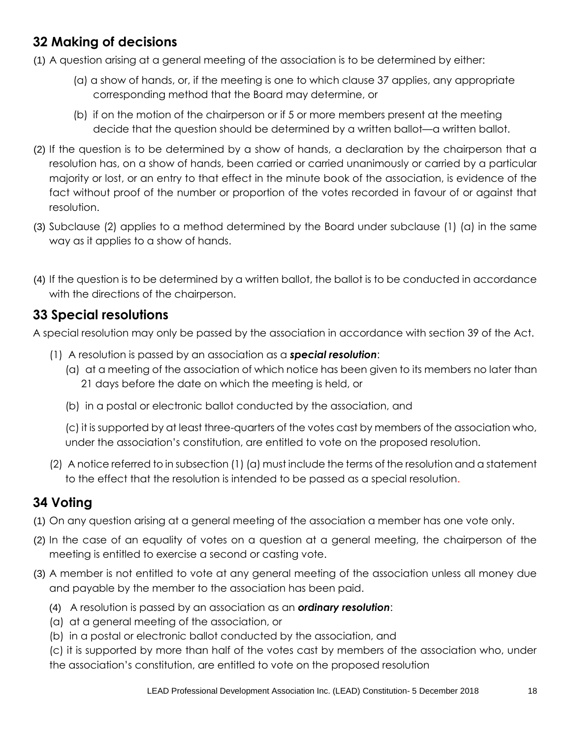## 32 Making of decisions

(1) A question arising at a general meeting of the association is to be determined by either:

(a) a show of hands, or, if the meeting is one to which clause 37 applies, any appropriate corresponding method that the Board may determine, or

(b) if on the motion of the chairperson or if 5 or more members present at the meeting decide that the question should be determined by a written ballot—a written ballot.

(2) If the question is to be determined by a show of hands, a declaration by the chairperson that a resolution has, on a show of hands, been carried or carried unanimously or carried by a particular majority or lost, or an entry to that effect in the minute book of the association, is evidence of the fact without proof of the number or proportion of the votes recorded in favour of or against that resolution.

(3) Subclause (2) applies to a method determined by the Board under subclause (1) (a) in the same way as it applies to a show of hands.

(4) If the question is to be determined by a written ballot, the ballot is to be conducted in accordance with the directions of the chairperson.

## 33 Special resolutions

A special resolution may only be passed by the association in accordance with section 39 of the Act.

(1) A resolution is passed by an association as a ***special resolution***:

(a) at a meeting of the association of which notice has been given to its members no later than 21 days before the date on which the meeting is held, or

(b) in a postal or electronic ballot conducted by the association, and

(c) it is supported by at least three-quarters of the votes cast by members of the association who, under the association's constitution, are entitled to vote on the proposed resolution.

(2) A notice referred to in subsection (1) (a) must include the terms of the resolution and a statement to the effect that the resolution is intended to be passed as a special resolution.

## 34 Voting

(1) On any question arising at a general meeting of the association a member has one vote only.

(2) In the case of an equality of votes on a question at a general meeting, the chairperson of the meeting is entitled to exercise a second or casting vote.

(3) A member is not entitled to vote at any general meeting of the association unless all money due and payable by the member to the association has been paid.

(4) A resolution is passed by an association as an ***ordinary resolution***:

(a) at a general meeting of the association, or

(b) in a postal or electronic ballot conducted by the association, and

(c) it is supported by more than half of the votes cast by members of the association who, under the association's constitution, are entitled to vote on the proposed resolution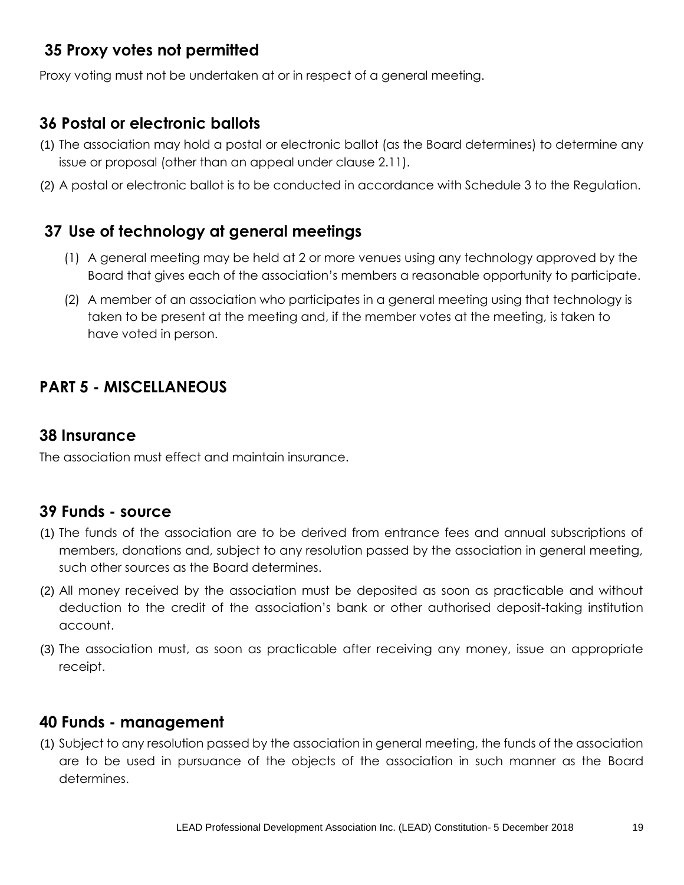## 35 Proxy votes not permitted

Proxy voting must not be undertaken at or in respect of a general meeting.

## 36 Postal or electronic ballots

(1) The association may hold a postal or electronic ballot (as the Board determines) to determine any issue or proposal (other than an appeal under clause 2.11).

(2) A postal or electronic ballot is to be conducted in accordance with Schedule 3 to the Regulation.

## 37 Use of technology at general meetings

(1) A general meeting may be held at 2 or more venues using any technology approved by the Board that gives each of the association's members a reasonable opportunity to participate.

(2) A member of an association who participates in a general meeting using that technology is taken to be present at the meeting and, if the member votes at the meeting, is taken to have voted in person.

# PART 5 - MISCELLANEOUS

## 38 Insurance

The association must effect and maintain insurance.

## 39 Funds - source

(1) The funds of the association are to be derived from entrance fees and annual subscriptions of members, donations and, subject to any resolution passed by the association in general meeting, such other sources as the Board determines.

(2) All money received by the association must be deposited as soon as practicable and without deduction to the credit of the association's bank or other authorised deposit-taking institution account.

(3) The association must, as soon as practicable after receiving any money, issue an appropriate receipt.

## 40 Funds - management

(1) Subject to any resolution passed by the association in general meeting, the funds of the association are to be used in pursuance of the objects of the association in such manner as the Board determines.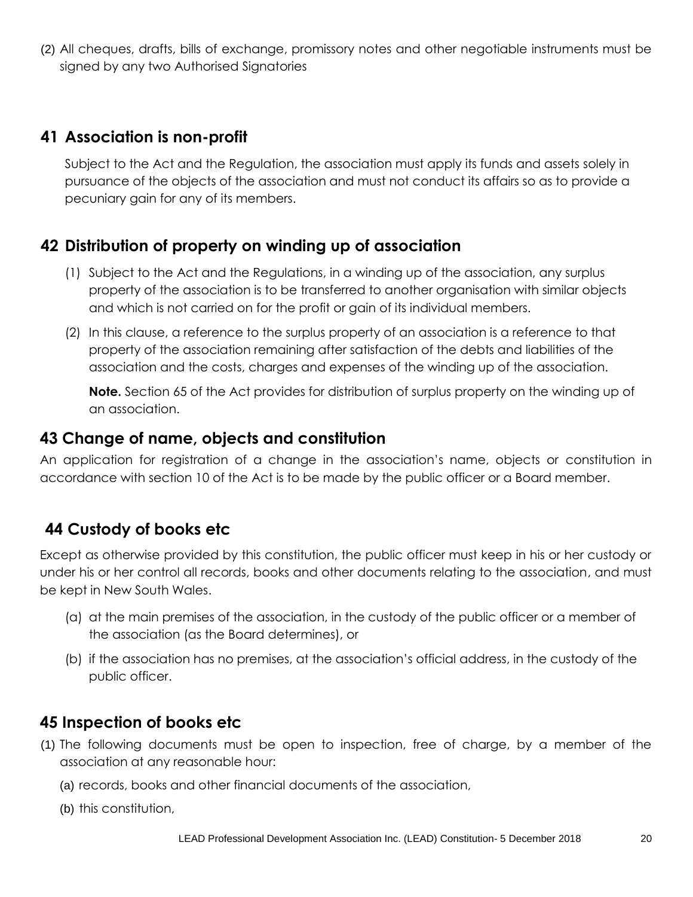(2) All cheques, drafts, bills of exchange, promissory notes and other negotiable instruments must be signed by any two Authorised Signatories

## 41 Association is non-profit

Subject to the Act and the Regulation, the association must apply its funds and assets solely in pursuance of the objects of the association and must not conduct its affairs so as to provide a pecuniary gain for any of its members.

## 42 Distribution of property on winding up of association

(1) Subject to the Act and the Regulations, in a winding up of the association, any surplus property of the association is to be transferred to another organisation with similar objects and which is not carried on for the profit or gain of its individual members.

(2) In this clause, a reference to the surplus property of an association is a reference to that property of the association remaining after satisfaction of the debts and liabilities of the association and the costs, charges and expenses of the winding up of the association.

**Note.** Section 65 of the Act provides for distribution of surplus property on the winding up of an association.

## 43 Change of name, objects and constitution

An application for registration of a change in the association's name, objects or constitution in accordance with section 10 of the Act is to be made by the public officer or a Board member.

## 44 Custody of books etc

Except as otherwise provided by this constitution, the public officer must keep in his or her custody or under his or her control all records, books and other documents relating to the association, and must be kept in New South Wales.

(a) at the main premises of the association, in the custody of the public officer or a member of the association (as the Board determines), or

(b) if the association has no premises, at the association's official address, in the custody of the public officer.

## 45 Inspection of books etc

(1) The following documents must be open to inspection, free of charge, by a member of the association at any reasonable hour:

(a) records, books and other financial documents of the association,

(b) this constitution,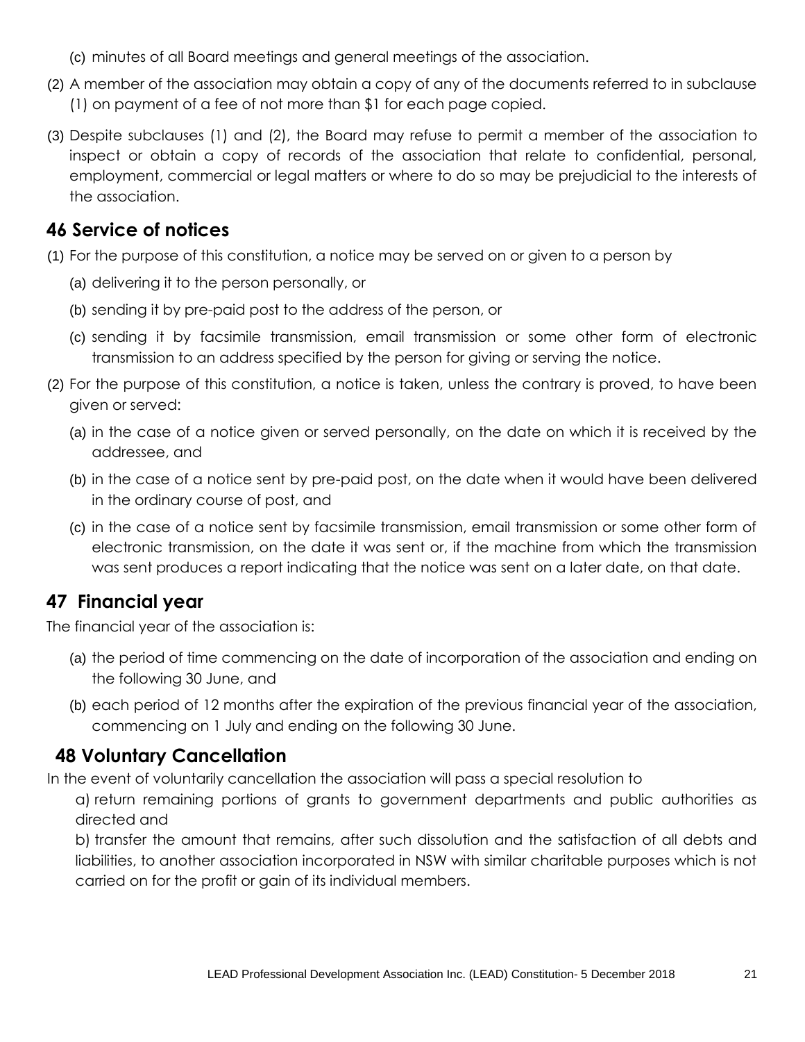(c) minutes of all Board meetings and general meetings of the association.

(2) A member of the association may obtain a copy of any of the documents referred to in subclause (1) on payment of a fee of not more than $1 for each page copied.

(3) Despite subclauses (1) and (2), the Board may refuse to permit a member of the association to inspect or obtain a copy of records of the association that relate to confidential, personal, employment, commercial or legal matters or where to do so may be prejudicial to the interests of the association.

## 46 Service of notices

(1) For the purpose of this constitution, a notice may be served on or given to a person by

(a) delivering it to the person personally, or

(b) sending it by pre-paid post to the address of the person, or

(c) sending it by facsimile transmission, email transmission or some other form of electronic transmission to an address specified by the person for giving or serving the notice.

(2) For the purpose of this constitution, a notice is taken, unless the contrary is proved, to have been given or served:

(a) in the case of a notice given or served personally, on the date on which it is received by the addressee, and

(b) in the case of a notice sent by pre-paid post, on the date when it would have been delivered in the ordinary course of post, and

(c) in the case of a notice sent by facsimile transmission, email transmission or some other form of electronic transmission, on the date it was sent or, if the machine from which the transmission was sent produces a report indicating that the notice was sent on a later date, on that date.

## 47 Financial year

The financial year of the association is:

(a) the period of time commencing on the date of incorporation of the association and ending on the following 30 June, and

(b) each period of 12 months after the expiration of the previous financial year of the association, commencing on 1 July and ending on the following 30 June.

## 48 Voluntary Cancellation

In the event of voluntarily cancellation the association will pass a special resolution to

a) return remaining portions of grants to government departments and public authorities as directed and

b) transfer the amount that remains, after such dissolution and the satisfaction of all debts and liabilities, to another association incorporated in NSW with similar charitable purposes which is not carried on for the profit or gain of its individual members.